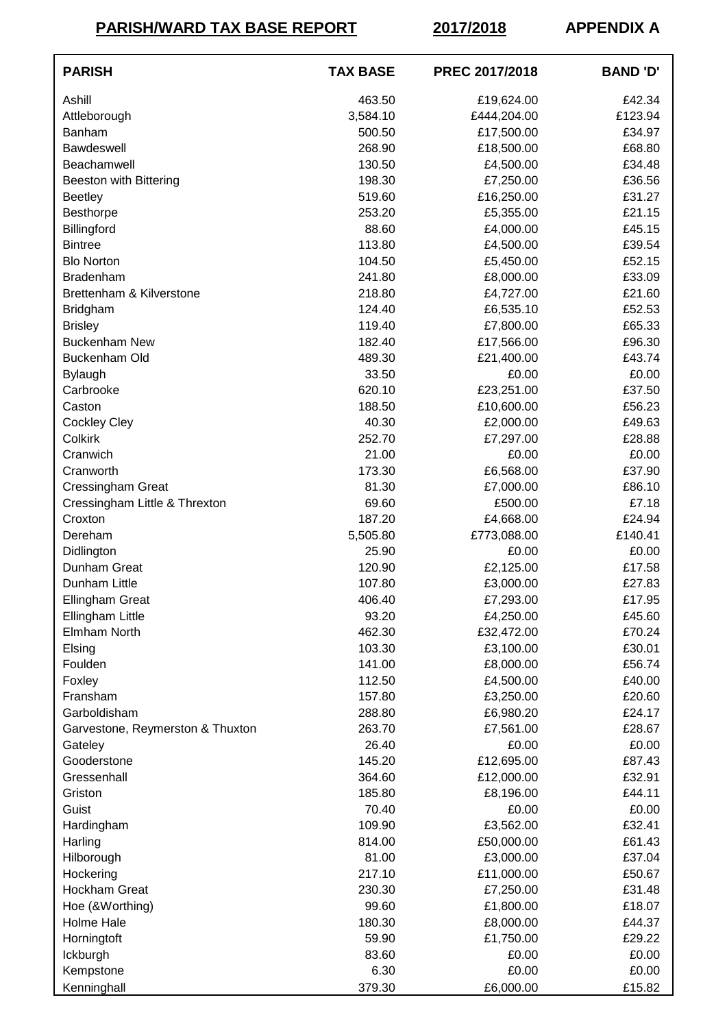**PARISH/WARD TAX BASE REPORT** **2017/2018** **APPENDIX A**

| PARISH | TAX BASE | PREC 2017/2018 | BAND 'D' |
|---|---|---|---|
| Ashill | 463.50 | £19,624.00 | £42.34 |
| Attleborough | 3,584.10 | £444,204.00 | £123.94 |
| Banham | 500.50 | £17,500.00 | £34.97 |
| Bawdeswell | 268.90 | £18,500.00 | £68.80 |
| Beachamwell | 130.50 | £4,500.00 | £34.48 |
| Beeston with Bittering | 198.30 | £7,250.00 | £36.56 |
| Beetley | 519.60 | £16,250.00 | £31.27 |
| Besthorpe | 253.20 | £5,355.00 | £21.15 |
| Billingford | 88.60 | £4,000.00 | £45.15 |
| Bintree | 113.80 | £4,500.00 | £39.54 |
| Blo Norton | 104.50 | £5,450.00 | £52.15 |
| Bradenham | 241.80 | £8,000.00 | £33.09 |
| Brettenham & Kilverstone | 218.80 | £4,727.00 | £21.60 |
| Bridgham | 124.40 | £6,535.10 | £52.53 |
| Brisley | 119.40 | £7,800.00 | £65.33 |
| Buckenham New | 182.40 | £17,566.00 | £96.30 |
| Buckenham Old | 489.30 | £21,400.00 | £43.74 |
| Bylaugh | 33.50 | £0.00 | £0.00 |
| Carbrooke | 620.10 | £23,251.00 | £37.50 |
| Caston | 188.50 | £10,600.00 | £56.23 |
| Cockley Cley | 40.30 | £2,000.00 | £49.63 |
| Colkirk | 252.70 | £7,297.00 | £28.88 |
| Cranwich | 21.00 | £0.00 | £0.00 |
| Cranworth | 173.30 | £6,568.00 | £37.90 |
| Cressingham Great | 81.30 | £7,000.00 | £86.10 |
| Cressingham Little & Threxton | 69.60 | £500.00 | £7.18 |
| Croxton | 187.20 | £4,668.00 | £24.94 |
| Dereham | 5,505.80 | £773,088.00 | £140.41 |
| Didlington | 25.90 | £0.00 | £0.00 |
| Dunham Great | 120.90 | £2,125.00 | £17.58 |
| Dunham Little | 107.80 | £3,000.00 | £27.83 |
| Ellingham Great | 406.40 | £7,293.00 | £17.95 |
| Ellingham Little | 93.20 | £4,250.00 | £45.60 |
| Elmham North | 462.30 | £32,472.00 | £70.24 |
| Elsing | 103.30 | £3,100.00 | £30.01 |
| Foulden | 141.00 | £8,000.00 | £56.74 |
| Foxley | 112.50 | £4,500.00 | £40.00 |
| Fransham | 157.80 | £3,250.00 | £20.60 |
| Garboldisham | 288.80 | £6,980.20 | £24.17 |
| Garvestone, Reymerston & Thuxton | 263.70 | £7,561.00 | £28.67 |
| Gateley | 26.40 | £0.00 | £0.00 |
| Gooderstone | 145.20 | £12,695.00 | £87.43 |
| Gressenhall | 364.60 | £12,000.00 | £32.91 |
| Griston | 185.80 | £8,196.00 | £44.11 |
| Guist | 70.40 | £0.00 | £0.00 |
| Hardingham | 109.90 | £3,562.00 | £32.41 |
| Harling | 814.00 | £50,000.00 | £61.43 |
| Hilborough | 81.00 | £3,000.00 | £37.04 |
| Hockering | 217.10 | £11,000.00 | £50.67 |
| Hockham Great | 230.30 | £7,250.00 | £31.48 |
| Hoe (&Worthing) | 99.60 | £1,800.00 | £18.07 |
| Holme Hale | 180.30 | £8,000.00 | £44.37 |
| Horningtoft | 59.90 | £1,750.00 | £29.22 |
| Ickburgh | 83.60 | £0.00 | £0.00 |
| Kempstone | 6.30 | £0.00 | £0.00 |
| Kenninghall | 379.30 | £6,000.00 | £15.82 |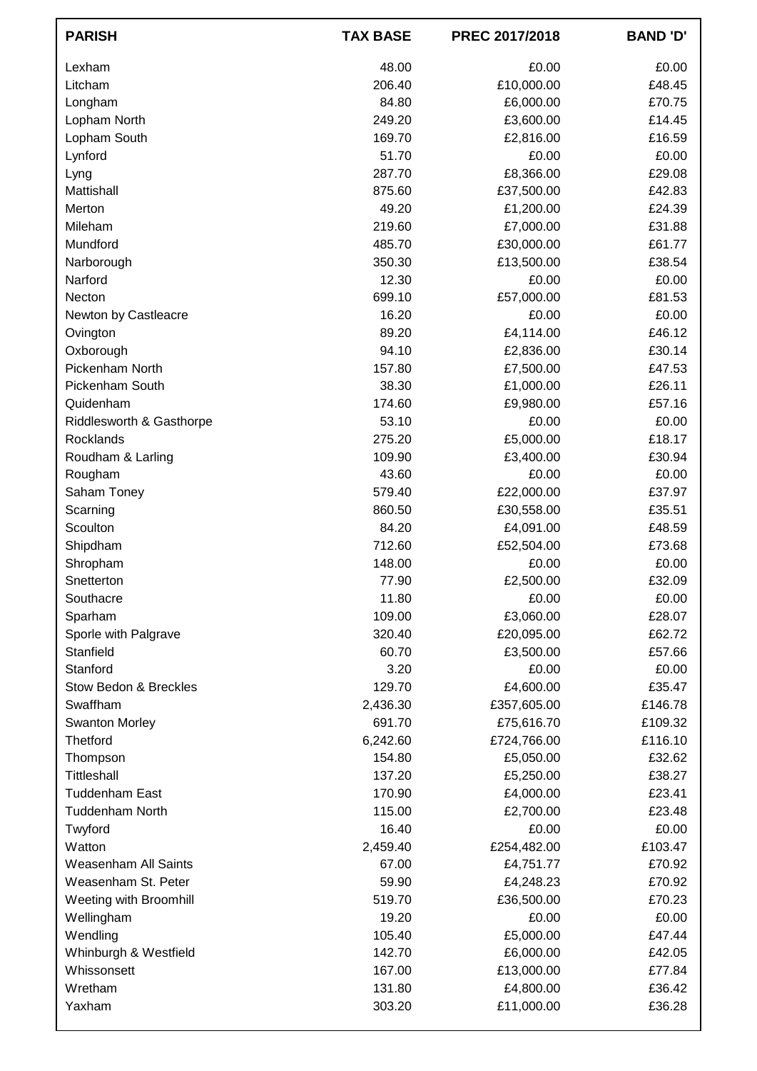| PARISH | TAX BASE | PREC 2017/2018 | BAND 'D' |
|---|---|---|---|
| Lexham | 48.00 | £0.00 | £0.00 |
| Litcham | 206.40 | £10,000.00 | £48.45 |
| Longham | 84.80 | £6,000.00 | £70.75 |
| Lopham North | 249.20 | £3,600.00 | £14.45 |
| Lopham South | 169.70 | £2,816.00 | £16.59 |
| Lynford | 51.70 | £0.00 | £0.00 |
| Lyng | 287.70 | £8,366.00 | £29.08 |
| Mattishall | 875.60 | £37,500.00 | £42.83 |
| Merton | 49.20 | £1,200.00 | £24.39 |
| Mileham | 219.60 | £7,000.00 | £31.88 |
| Mundford | 485.70 | £30,000.00 | £61.77 |
| Narborough | 350.30 | £13,500.00 | £38.54 |
| Narford | 12.30 | £0.00 | £0.00 |
| Necton | 699.10 | £57,000.00 | £81.53 |
| Newton by Castleacre | 16.20 | £0.00 | £0.00 |
| Ovington | 89.20 | £4,114.00 | £46.12 |
| Oxborough | 94.10 | £2,836.00 | £30.14 |
| Pickenham North | 157.80 | £7,500.00 | £47.53 |
| Pickenham South | 38.30 | £1,000.00 | £26.11 |
| Quidenham | 174.60 | £9,980.00 | £57.16 |
| Riddlesworth & Gasthorpe | 53.10 | £0.00 | £0.00 |
| Rocklands | 275.20 | £5,000.00 | £18.17 |
| Roudham & Larling | 109.90 | £3,400.00 | £30.94 |
| Rougham | 43.60 | £0.00 | £0.00 |
| Saham Toney | 579.40 | £22,000.00 | £37.97 |
| Scarning | 860.50 | £30,558.00 | £35.51 |
| Scoulton | 84.20 | £4,091.00 | £48.59 |
| Shipdham | 712.60 | £52,504.00 | £73.68 |
| Shropham | 148.00 | £0.00 | £0.00 |
| Snetterton | 77.90 | £2,500.00 | £32.09 |
| Southacre | 11.80 | £0.00 | £0.00 |
| Sparham | 109.00 | £3,060.00 | £28.07 |
| Sporle with Palgrave | 320.40 | £20,095.00 | £62.72 |
| Stanfield | 60.70 | £3,500.00 | £57.66 |
| Stanford | 3.20 | £0.00 | £0.00 |
| Stow Bedon & Breckles | 129.70 | £4,600.00 | £35.47 |
| Swaffham | 2,436.30 | £357,605.00 | £146.78 |
| Swanton Morley | 691.70 | £75,616.70 | £109.32 |
| Thetford | 6,242.60 | £724,766.00 | £116.10 |
| Thompson | 154.80 | £5,050.00 | £32.62 |
| Tittleshall | 137.20 | £5,250.00 | £38.27 |
| Tuddenham East | 170.90 | £4,000.00 | £23.41 |
| Tuddenham North | 115.00 | £2,700.00 | £23.48 |
| Twyford | 16.40 | £0.00 | £0.00 |
| Watton | 2,459.40 | £254,482.00 | £103.47 |
| Weasenham All Saints | 67.00 | £4,751.77 | £70.92 |
| Weasenham St. Peter | 59.90 | £4,248.23 | £70.92 |
| Weeting with Broomhill | 519.70 | £36,500.00 | £70.23 |
| Wellingham | 19.20 | £0.00 | £0.00 |
| Wendling | 105.40 | £5,000.00 | £47.44 |
| Whinburgh & Westfield | 142.70 | £6,000.00 | £42.05 |
| Whissonsett | 167.00 | £13,000.00 | £77.84 |
| Wretham | 131.80 | £4,800.00 | £36.42 |
| Yaxham | 303.20 | £11,000.00 | £36.28 |